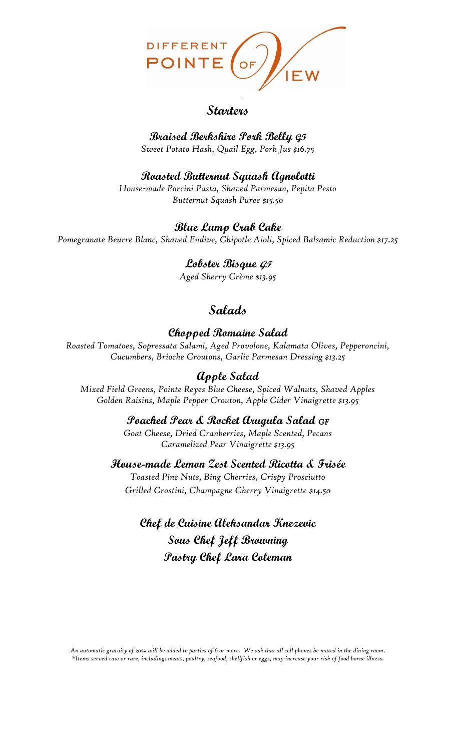# DIFFERENT POINTE OF VIEW

## Starters

### Braised Berkshire Pork Belly GF

*Sweet Potato Hash, Quail Egg, Pork Jus $16.75*

### Roasted Butternut Squash Agnolotti

*House-made Porcini Pasta, Shaved Parmesan, Pepita Pesto*
*Butternut Squash Puree $15.50*

### Blue Lump Crab Cake

*Pomegranate Beurre Blanc, Shaved Endive, Chipotle Aioli, Spiced Balsamic Reduction $17.25*

### Lobster Bisque GF

*Aged Sherry Crème $13.95*

## Salads

### Chopped Romaine Salad

*Roasted Tomatoes, Sopressata Salami, Aged Provolone, Kalamata Olives, Pepperoncini,*
*Cucumbers, Brioche Croutons, Garlic Parmesan Dressing $13.25*

### Apple Salad

*Mixed Field Greens, Pointe Reyes Blue Cheese, Spiced Walnuts, Shaved Apples*
*Golden Raisins, Maple Pepper Crouton, Apple Cider Vinaigrette $13.95*

### Poached Pear & Rocket Arugula Salad GF

*Goat Cheese, Dried Cranberries, Maple Scented, Pecans*
*Caramelized Pear Vinaigrette $13.95*

### House-made Lemon Zest Scented Ricotta & Frisée

*Toasted Pine Nuts, Bing Cherries, Crispy Prosciutto*
*Grilled Crostini, Champagne Cherry Vinaigrette $14.50*

**Chef de Cuisine Aleksandar Knezevic**
**Sous Chef Jeff Browning**
**Pastry Chef Lara Coleman**

*An automatic gratuity of 20% will be added to parties of 6 or more. We ask that all cell phones be muted in the dining room.*
*\*Items served raw or rare, including: meats, poultry, seafood, shellfish or eggs, may increase your risk of food borne illness.*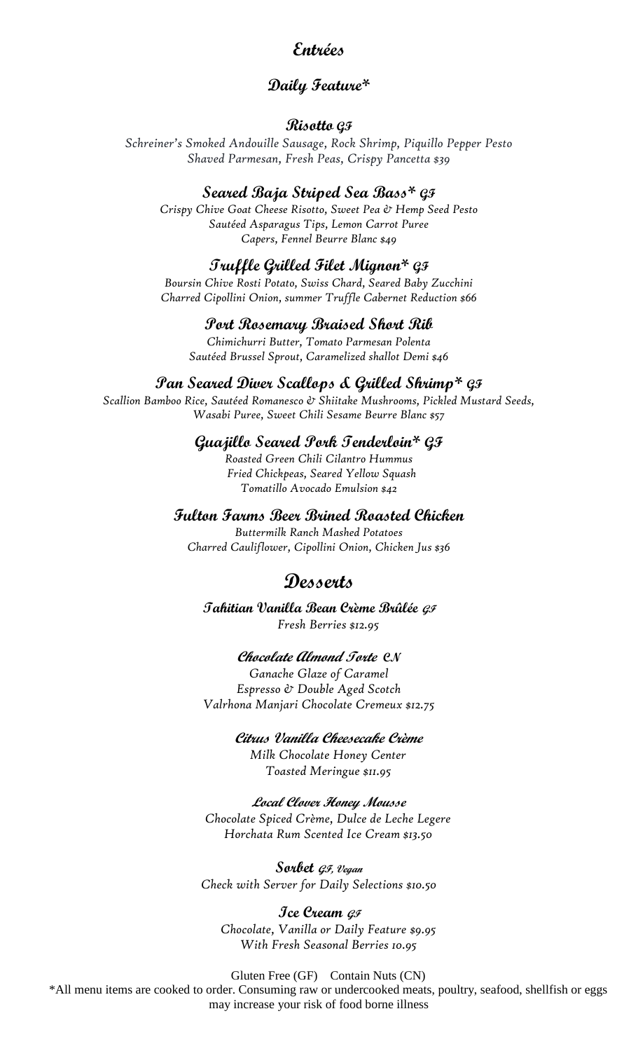# Entrées

## Daily Feature*

### Risotto GF

*Schreiner's Smoked Andouille Sausage, Rock Shrimp, Piquillo Pepper Pesto*
*Shaved Parmesan, Fresh Peas, Crispy Pancetta $39*

### Seared Baja Striped Sea Bass* GF

*Crispy Chive Goat Cheese Risotto, Sweet Pea & Hemp Seed Pesto*
*Sautéed Asparagus Tips, Lemon Carrot Puree*
*Capers, Fennel Beurre Blanc $49*

### Truffle Grilled Filet Mignon* GF

*Boursin Chive Rosti Potato, Swiss Chard, Seared Baby Zucchini*
*Charred Cipollini Onion, summer Truffle Cabernet Reduction $66*

### Port Rosemary Braised Short Rib

*Chimichurri Butter, Tomato Parmesan Polenta*
*Sautéed Brussel Sprout, Caramelized shallot Demi $46*

### Pan Seared Diver Scallops & Grilled Shrimp* GF

*Scallion Bamboo Rice, Sautéed Romanesco & Shiitake Mushrooms, Pickled Mustard Seeds,*
*Wasabi Puree, Sweet Chili Sesame Beurre Blanc $57*

### Guajillo Seared Pork Tenderloin* GF

*Roasted Green Chili Cilantro Hummus*
*Fried Chickpeas, Seared Yellow Squash*
*Tomatillo Avocado Emulsion $42*

### Fulton Farms Beer Brined Roasted Chicken

*Buttermilk Ranch Mashed Potatoes*
*Charred Cauliflower, Cipollini Onion, Chicken Jus $36*

# Desserts

### Tahitian Vanilla Bean Crème Brûlée GF

*Fresh Berries $12.95*

### Chocolate Almond Torte CN

*Ganache Glaze of Caramel*
*Espresso & Double Aged Scotch*
*Valrhona Manjari Chocolate Cremeux $12.75*

### Citrus Vanilla Cheesecake Crème

*Milk Chocolate Honey Center*
*Toasted Meringue $11.95*

### Local Clover Honey Mousse

*Chocolate Spiced Crème, Dulce de Leche Legere*
*Horchata Rum Scented Ice Cream $13.50*

### Sorbet GF, Vegan

*Check with Server for Daily Selections $10.50*

### Ice Cream GF

*Chocolate, Vanilla or Daily Feature $9.95*
*With Fresh Seasonal Berries 10.95*

Gluten Free (GF) Contain Nuts (CN)

*All menu items are cooked to order. Consuming raw or undercooked meats, poultry, seafood, shellfish or eggs may increase your risk of food borne illness